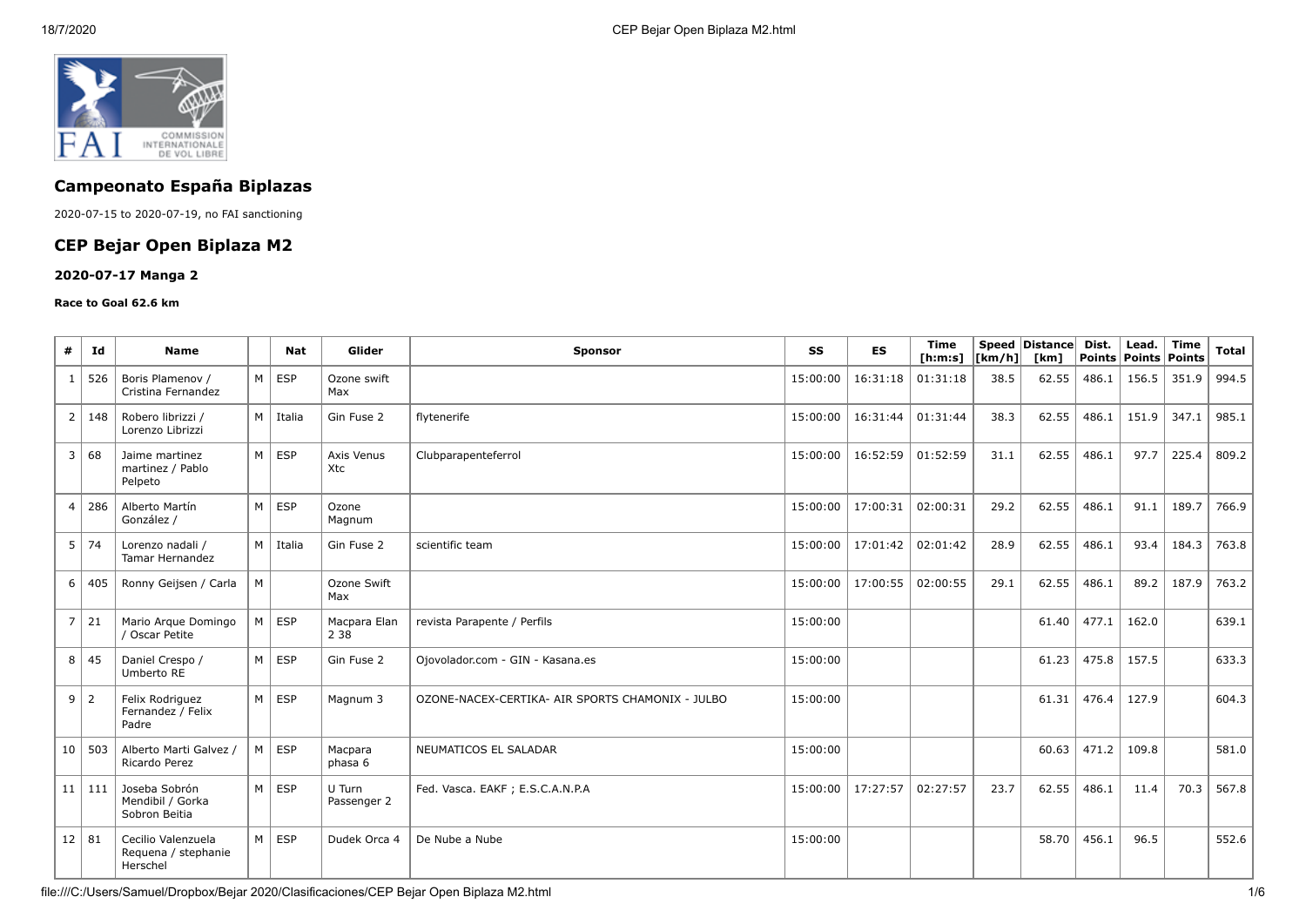# Campeonato España Biplazas

2020-07-15 to 2020-07-19, no FAI sanctioning

## CEP Bejar Open Biplaza M2

### 2020-07-17 Manga 2

**Race to Goal 62.6 km**

| # | Id | Name | | Nat | Glider | Sponsor | SS | ES | Time [h:m:s] | Speed [km/h] | Distance [km] | Dist. Points | Lead. Points | Time Points | Total |
|---|---|---|---|---|---|---|---|---|---|---|---|---|---|---|---|
| 1 | 526 | Boris Plamenov / Cristina Fernandez | M | ESP | Ozone swift Max | | 15:00:00 | 16:31:18 | 01:31:18 | 38.5 | 62.55 | 486.1 | 156.5 | 351.9 | 994.5 |
| 2 | 148 | Robero librizzi / Lorenzo Librizzi | M | Italia | Gin Fuse 2 | flytenerife | 15:00:00 | 16:31:44 | 01:31:44 | 38.3 | 62.55 | 486.1 | 151.9 | 347.1 | 985.1 |
| 3 | 68 | Jaime martinez martinez / Pablo Pelpeto | M | ESP | Axis Venus Xtc | Clubparapenteferrol | 15:00:00 | 16:52:59 | 01:52:59 | 31.1 | 62.55 | 486.1 | 97.7 | 225.4 | 809.2 |
| 4 | 286 | Alberto Martín González / | M | ESP | Ozone Magnum | | 15:00:00 | 17:00:31 | 02:00:31 | 29.2 | 62.55 | 486.1 | 91.1 | 189.7 | 766.9 |
| 5 | 74 | Lorenzo nadali / Tamar Hernandez | M | Italia | Gin Fuse 2 | scientific team | 15:00:00 | 17:01:42 | 02:01:42 | 28.9 | 62.55 | 486.1 | 93.4 | 184.3 | 763.8 |
| 6 | 405 | Ronny Geijsen / Carla | M | | Ozone Swift Max | | 15:00:00 | 17:00:55 | 02:00:55 | 29.1 | 62.55 | 486.1 | 89.2 | 187.9 | 763.2 |
| 7 | 21 | Mario Arque Domingo / Oscar Petite | M | ESP | Macpara Elan 2 38 | revista Parapente / Perfils | 15:00:00 | | | | 61.40 | 477.1 | 162.0 | | 639.1 |
| 8 | 45 | Daniel Crespo / Umberto RE | M | ESP | Gin Fuse 2 | Ojovolador.com - GIN - Kasana.es | 15:00:00 | | | | 61.23 | 475.8 | 157.5 | | 633.3 |
| 9 | 2 | Felix Rodriguez Fernandez / Felix Padre | M | ESP | Magnum 3 | OZONE-NACEX-CERTIKA- AIR SPORTS CHAMONIX - JULBO | 15:00:00 | | | | 61.31 | 476.4 | 127.9 | | 604.3 |
| 10 | 503 | Alberto Marti Galvez / Ricardo Perez | M | ESP | Macpara phasa 6 | NEUMATICOS EL SALADAR | 15:00:00 | | | | 60.63 | 471.2 | 109.8 | | 581.0 |
| 11 | 111 | Joseba Sobrón Mendibil / Gorka Sobron Beitia | M | ESP | U Turn Passenger 2 | Fed. Vasca. EAKF ; E.S.C.A.N.P.A | 15:00:00 | 17:27:57 | 02:27:57 | 23.7 | 62.55 | 486.1 | 11.4 | 70.3 | 567.8 |
| 12 | 81 | Cecilio Valenzuela Requena / stephanie Herschel | M | ESP | Dudek Orca 4 | De Nube a Nube | 15:00:00 | | | | 58.70 | 456.1 | 96.5 | | 552.6 |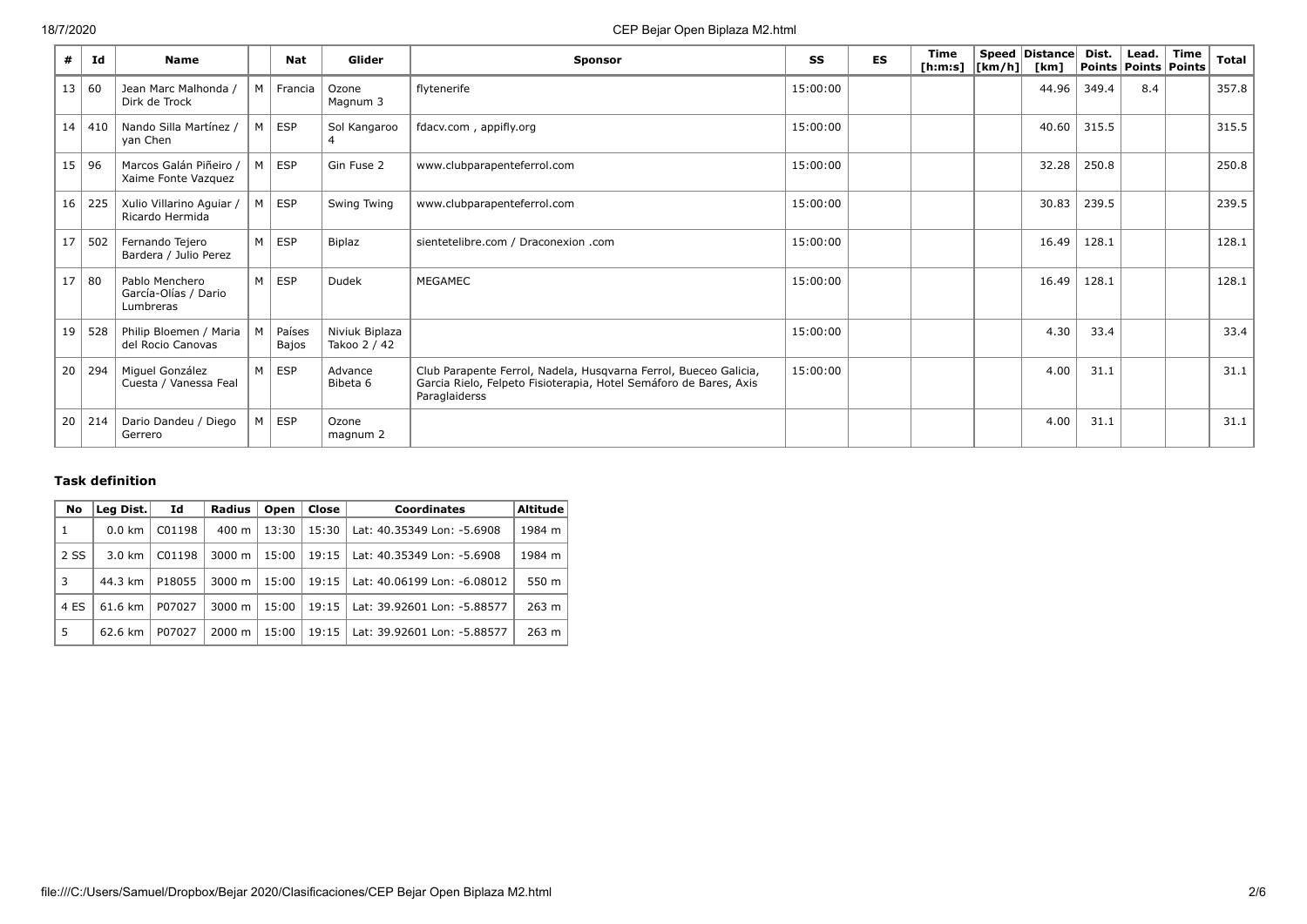| # | Id | Name | | Nat | Glider | Sponsor | SS | ES | Time [h:m:s] | Speed [km/h] | Distance [km] | Dist. Points | Lead. Points | Time Points | Total |
|---|---|---|---|---|---|---|---|---|---|---|---|---|---|---|---|
| 13 | 60 | Jean Marc Malhonda / Dirk de Trock | M | Francia | Ozone Magnum 3 | flytenerife | 15:00:00 | | | | 44.96 | 349.4 | 8.4 | | 357.8 |
| 14 | 410 | Nando Silla Martínez / yan Chen | M | ESP | Sol Kangaroo 4 | fdacv.com , appifly.org | 15:00:00 | | | | 40.60 | 315.5 | | | 315.5 |
| 15 | 96 | Marcos Galán Piñeiro / Xaime Fonte Vazquez | M | ESP | Gin Fuse 2 | www.clubparapenteferrol.com | 15:00:00 | | | | 32.28 | 250.8 | | | 250.8 |
| 16 | 225 | Xulio Villarino Aguiar / Ricardo Hermida | M | ESP | Swing Twing | www.clubparapenteferrol.com | 15:00:00 | | | | 30.83 | 239.5 | | | 239.5 |
| 17 | 502 | Fernando Tejero Bardera / Julio Perez | M | ESP | Biplaz | sientetelibre.com / Draconexion .com | 15:00:00 | | | | 16.49 | 128.1 | | | 128.1 |
| 17 | 80 | Pablo Menchero García-Olías / Dario Lumbreras | M | ESP | Dudek | MEGAMEC | 15:00:00 | | | | 16.49 | 128.1 | | | 128.1 |
| 19 | 528 | Philip Bloemen / Maria del Rocio Canovas | M | Países Bajos | Niviuk Biplaza Takoo 2 / 42 | | 15:00:00 | | | | 4.30 | 33.4 | | | 33.4 |
| 20 | 294 | Miguel González Cuesta / Vanessa Feal | M | ESP | Advance Bibeta 6 | Club Parapente Ferrol, Nadela, Husqvarna Ferrol, Bueceo Galicia, Garcia Rielo, Felpeto Fisioterapia, Hotel Semáforo de Bares, Axis Paraglaiderss | 15:00:00 | | | | 4.00 | 31.1 | | | 31.1 |
| 20 | 214 | Dario Dandeu / Diego Gerrero | M | ESP | Ozone magnum 2 | | | | | | 4.00 | 31.1 | | | 31.1 |

### Task definition

| No | Leg Dist. | Id | Radius | Open | Close | Coordinates | Altitude |
|---|---|---|---|---|---|---|---|
| 1 | 0.0 km | C01198 | 400 m | 13:30 | 15:30 | Lat: 40.35349 Lon: -5.6908 | 1984 m |
| 2 SS | 3.0 km | C01198 | 3000 m | 15:00 | 19:15 | Lat: 40.35349 Lon: -5.6908 | 1984 m |
| 3 | 44.3 km | P18055 | 3000 m | 15:00 | 19:15 | Lat: 40.06199 Lon: -6.08012 | 550 m |
| 4 ES | 61.6 km | P07027 | 3000 m | 15:00 | 19:15 | Lat: 39.92601 Lon: -5.88577 | 263 m |
| 5 | 62.6 km | P07027 | 2000 m | 15:00 | 19:15 | Lat: 39.92601 Lon: -5.88577 | 263 m |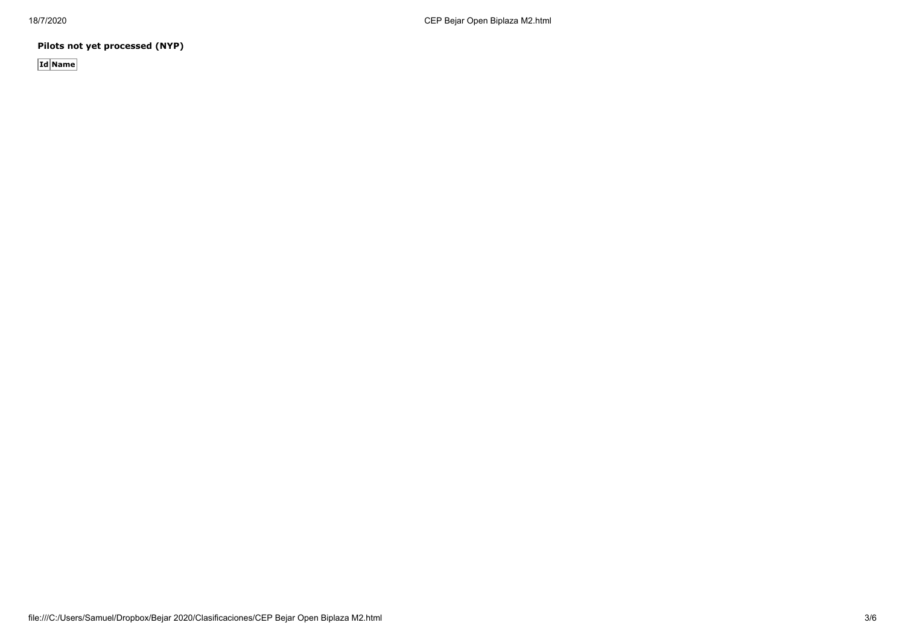**Pilots not yet processed (NYP)**

| Id | Name |
| --- | --- |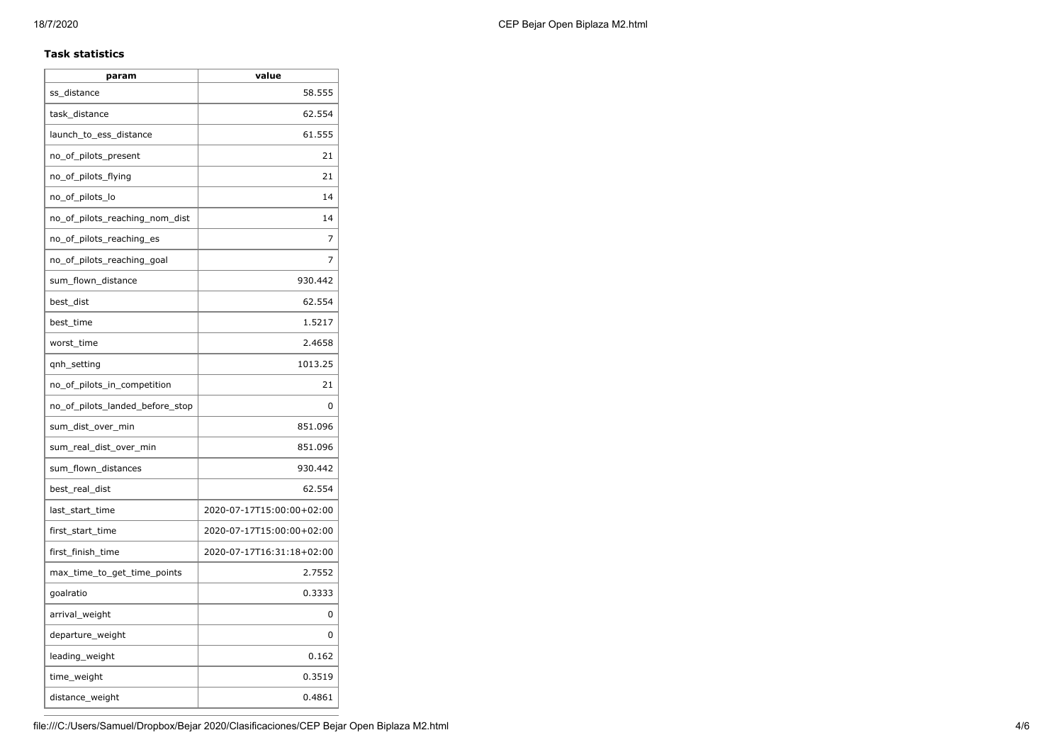**Task statistics**

| param | value |
|---|---|
| ss_distance | 58.555 |
| task_distance | 62.554 |
| launch_to_ess_distance | 61.555 |
| no_of_pilots_present | 21 |
| no_of_pilots_flying | 21 |
| no_of_pilots_lo | 14 |
| no_of_pilots_reaching_nom_dist | 14 |
| no_of_pilots_reaching_es | 7 |
| no_of_pilots_reaching_goal | 7 |
| sum_flown_distance | 930.442 |
| best_dist | 62.554 |
| best_time | 1.5217 |
| worst_time | 2.4658 |
| qnh_setting | 1013.25 |
| no_of_pilots_in_competition | 21 |
| no_of_pilots_landed_before_stop | 0 |
| sum_dist_over_min | 851.096 |
| sum_real_dist_over_min | 851.096 |
| sum_flown_distances | 930.442 |
| best_real_dist | 62.554 |
| last_start_time | 2020-07-17T15:00:00+02:00 |
| first_start_time | 2020-07-17T15:00:00+02:00 |
| first_finish_time | 2020-07-17T16:31:18+02:00 |
| max_time_to_get_time_points | 2.7552 |
| goalratio | 0.3333 |
| arrival_weight | 0 |
| departure_weight | 0 |
| leading_weight | 0.162 |
| time_weight | 0.3519 |
| distance_weight | 0.4861 |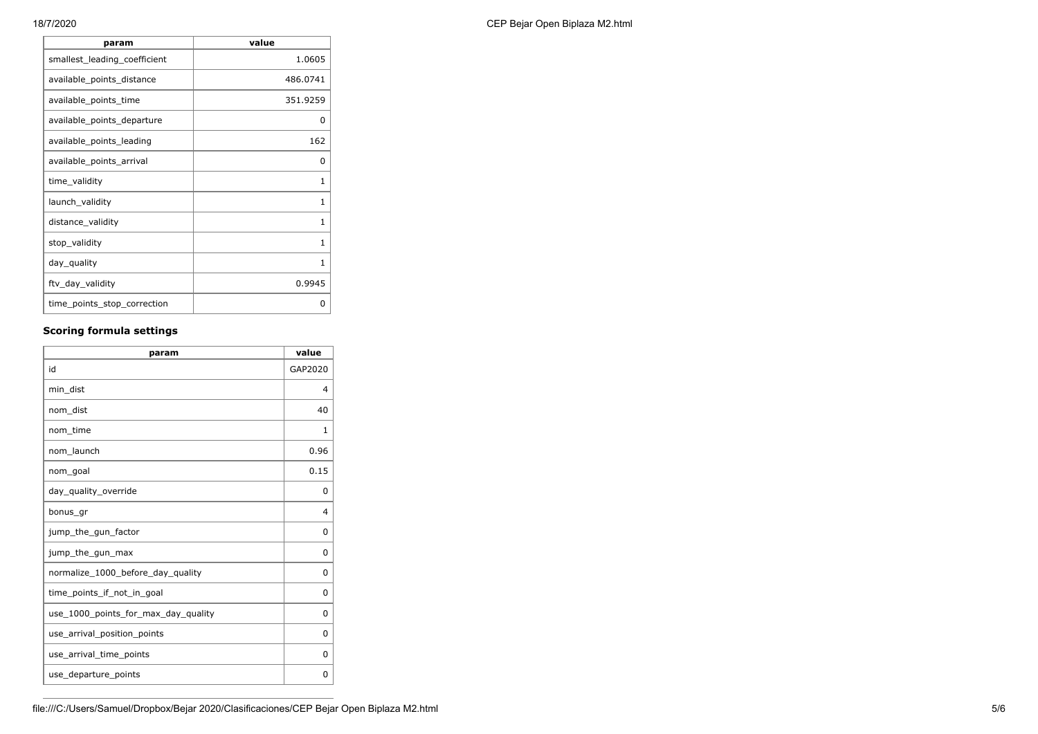| param | value |
|---|---|
| smallest_leading_coefficient | 1.0605 |
| available_points_distance | 486.0741 |
| available_points_time | 351.9259 |
| available_points_departure | 0 |
| available_points_leading | 162 |
| available_points_arrival | 0 |
| time_validity | 1 |
| launch_validity | 1 |
| distance_validity | 1 |
| stop_validity | 1 |
| day_quality | 1 |
| ftv_day_validity | 0.9945 |
| time_points_stop_correction | 0 |

### Scoring formula settings

| param | value |
|---|---|
| id | GAP2020 |
| min_dist | 4 |
| nom_dist | 40 |
| nom_time | 1 |
| nom_launch | 0.96 |
| nom_goal | 0.15 |
| day_quality_override | 0 |
| bonus_gr | 4 |
| jump_the_gun_factor | 0 |
| jump_the_gun_max | 0 |
| normalize_1000_before_day_quality | 0 |
| time_points_if_not_in_goal | 0 |
| use_1000_points_for_max_day_quality | 0 |
| use_arrival_position_points | 0 |
| use_arrival_time_points | 0 |
| use_departure_points | 0 |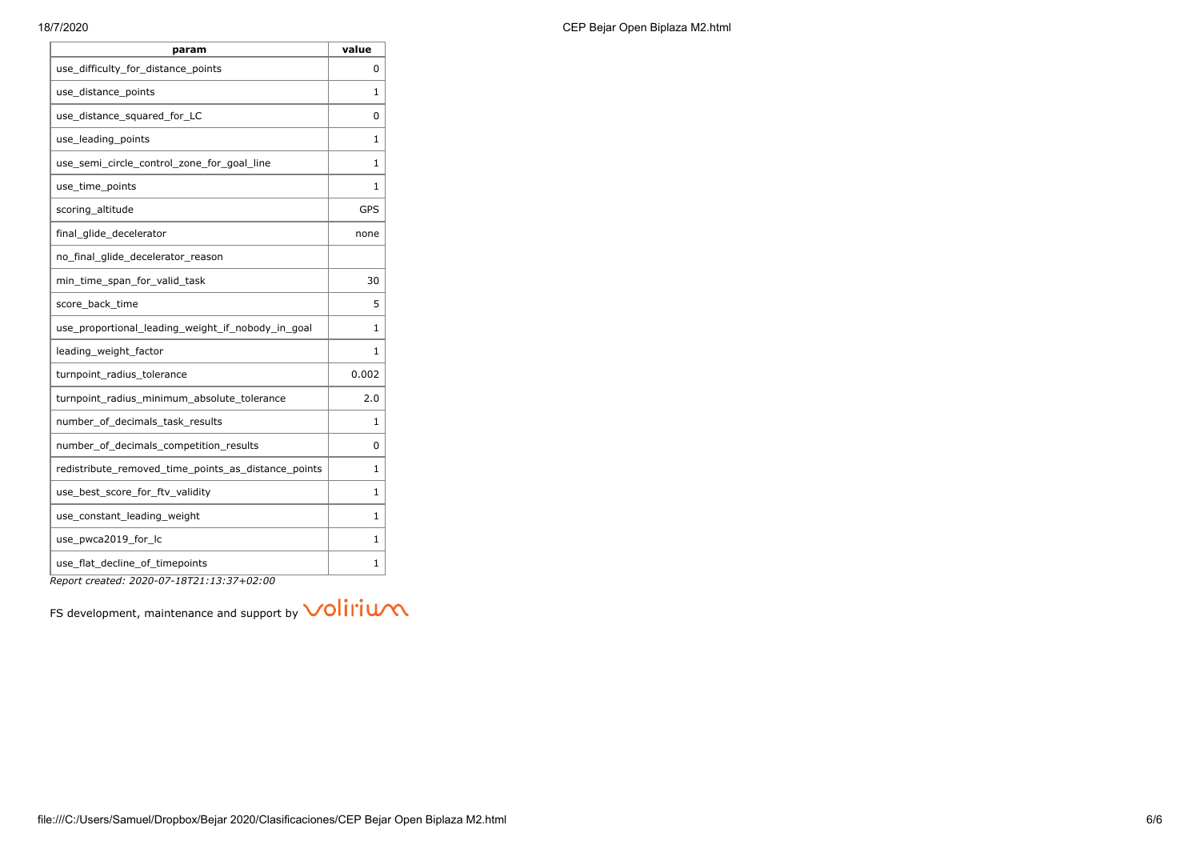| param | value |
|---|---|
| use_difficulty_for_distance_points | 0 |
| use_distance_points | 1 |
| use_distance_squared_for_LC | 0 |
| use_leading_points | 1 |
| use_semi_circle_control_zone_for_goal_line | 1 |
| use_time_points | 1 |
| scoring_altitude | GPS |
| final_glide_decelerator | none |
| no_final_glide_decelerator_reason | |
| min_time_span_for_valid_task | 30 |
| score_back_time | 5 |
| use_proportional_leading_weight_if_nobody_in_goal | 1 |
| leading_weight_factor | 1 |
| turnpoint_radius_tolerance | 0.002 |
| turnpoint_radius_minimum_absolute_tolerance | 2.0 |
| number_of_decimals_task_results | 1 |
| number_of_decimals_competition_results | 0 |
| redistribute_removed_time_points_as_distance_points | 1 |
| use_best_score_for_ftv_validity | 1 |
| use_constant_leading_weight | 1 |
| use_pwca2019_for_lc | 1 |
| use_flat_decline_of_timepoints | 1 |

*Report created: 2020-07-18T21:13:37+02:00*

FS development, maintenance and support by volirium